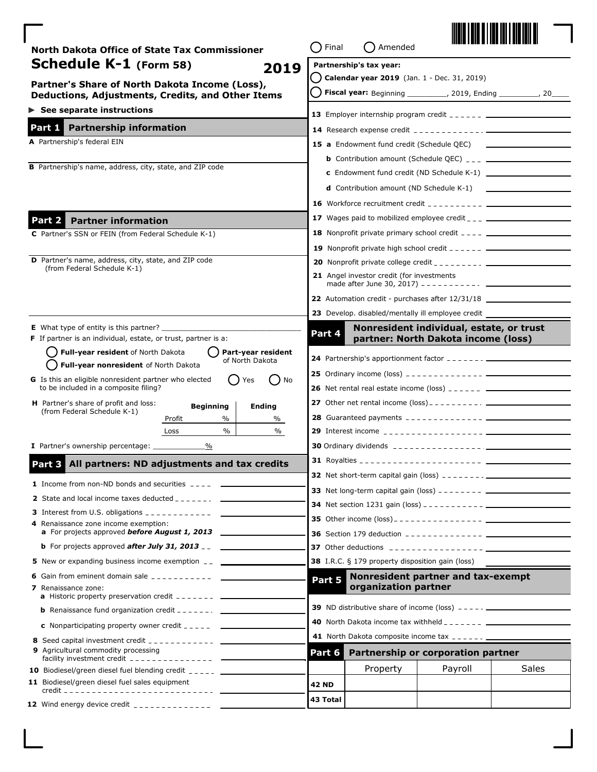North Dakota Office of State Tax Commissioner

# Schedule K-1 (Form 58) 2019

## Partner's Share of North Dakota Income (Loss), Deductions, Adjustments, Credits, and Other Items

► See separate instructions

○ Final ○ Amended

**Partnership's tax year:**

○ **Calendar year 2019** (Jan. 1 - Dec. 31, 2019)

○ **Fiscal year:** Beginning _________, 2019, Ending _________, 20____

## Part 1 Partnership information

**A** Partnership's federal EIN

**B** Partnership's name, address, city, state, and ZIP code

## Part 2 Partner information

**C** Partner's SSN or FEIN (from Federal Schedule K-1)

**D** Partner's name, address, city, state, and ZIP code (from Federal Schedule K-1)

**E** What type of entity is this partner? ______________________________

**F** If partner is an individual, estate, or trust, partner is a:

○ **Full-year resident** of North Dakota ○ **Part-year resident** of North Dakota

○ **Full-year nonresident** of North Dakota

**G** Is this an eligible nonresident partner who elected to be included in a composite filing? ○ Yes ○ No

**H** Partner's share of profit and loss: (from Federal Schedule K-1)

| | Beginning | Ending |
|---|---|---|
| Profit | % | % |
| Loss | % | % |

**I** Partner's ownership percentage: ____________%

## Part 3 All partners: ND adjustments and tax credits

**1** Income from non-ND bonds and securities

**2** State and local income taxes deducted

**3** Interest from U.S. obligations

**4** Renaissance zone income exemption:

  **a** For projects approved ***before August 1, 2013***

  **b** For projects approved ***after July 31, 2013***

**5** New or expanding business income exemption

**6** Gain from eminent domain sale

**7** Renaissance zone:

  **a** Historic property preservation credit

  **b** Renaissance fund organization credit

  **c** Nonparticipating property owner credit

**8** Seed capital investment credit

**9** Agricultural commodity processing facility investment credit

**10** Biodiesel/green diesel fuel blending credit

**11** Biodiesel/green diesel fuel sales equipment credit

**12** Wind energy device credit

**13** Employer internship program credit

**14** Research expense credit

**15** **a** Endowment fund credit (Schedule QEC)

  **b** Contribution amount (Schedule QEC)

  **c** Endowment fund credit (ND Schedule K-1)

  **d** Contribution amount (ND Schedule K-1)

**16** Workforce recruitment credit

**17** Wages paid to mobilized employee credit

**18** Nonprofit private primary school credit

**19** Nonprofit private high school credit

**20** Nonprofit private college credit

**21** Angel investor credit (for investments made after June 30, 2017)

**22** Automation credit - purchases after 12/31/18

**23** Develop. disabled/mentally ill employee credit

## Part 4 Nonresident individual, estate, or trust partner: North Dakota income (loss)

**24** Partnership's apportionment factor

**25** Ordinary income (loss)

**26** Net rental real estate income (loss)

**27** Other net rental income (loss)

**28** Guaranteed payments

**29** Interest income

**30** Ordinary dividends

**31** Royalties

**32** Net short-term capital gain (loss)

**33** Net long-term capital gain (loss)

**34** Net section 1231 gain (loss)

**35** Other income (loss)

**36** Section 179 deduction

**37** Other deductions

**38** I.R.C. § 179 property disposition gain (loss)

## Part 5 Nonresident partner and tax-exempt organization partner

**39** ND distributive share of income (loss)

**40** North Dakota income tax withheld

**41** North Dakota composite income tax

## Part 6 Partnership or corporation partner

| | Property | Payroll | Sales |
|---|---|---|---|
| **42 ND** | | | |
| **43 Total** | | | |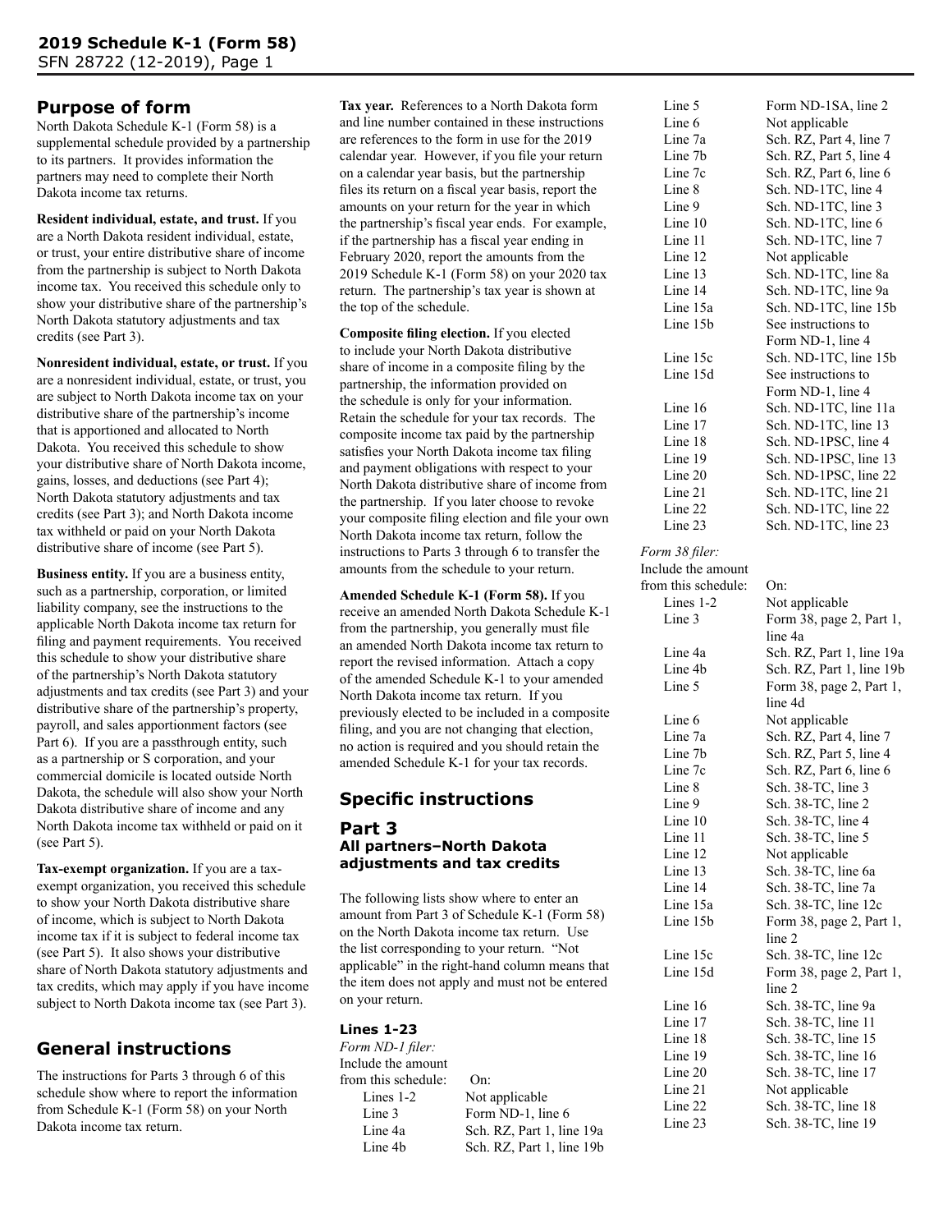## Purpose of form

North Dakota Schedule K-1 (Form 58) is a supplemental schedule provided by a partnership to its partners. It provides information the partners may need to complete their North Dakota income tax returns.

**Resident individual, estate, and trust.** If you are a North Dakota resident individual, estate, or trust, your entire distributive share of income from the partnership is subject to North Dakota income tax. You received this schedule only to show your distributive share of the partnership's North Dakota statutory adjustments and tax credits (see Part 3).

**Nonresident individual, estate, or trust.** If you are a nonresident individual, estate, or trust, you are subject to North Dakota income tax on your distributive share of the partnership's income that is apportioned and allocated to North Dakota. You received this schedule to show your distributive share of North Dakota income, gains, losses, and deductions (see Part 4); North Dakota statutory adjustments and tax credits (see Part 3); and North Dakota income tax withheld or paid on your North Dakota distributive share of income (see Part 5).

**Business entity.** If you are a business entity, such as a partnership, corporation, or limited liability company, see the instructions to the applicable North Dakota income tax return for filing and payment requirements. You received this schedule to show your distributive share of the partnership's North Dakota statutory adjustments and tax credits (see Part 3) and your distributive share of the partnership's property, payroll, and sales apportionment factors (see Part 6). If you are a passthrough entity, such as a partnership or S corporation, and your commercial domicile is located outside North Dakota, the schedule will also show your North Dakota distributive share of income and any North Dakota income tax withheld or paid on it (see Part 5).

**Tax-exempt organization.** If you are a tax-exempt organization, you received this schedule to show your North Dakota distributive share of income, which is subject to North Dakota income tax if it is subject to federal income tax (see Part 5). It also shows your distributive share of North Dakota statutory adjustments and tax credits, which may apply if you have income subject to North Dakota income tax (see Part 3).

## General instructions

The instructions for Parts 3 through 6 of this schedule show where to report the information from Schedule K-1 (Form 58) on your North Dakota income tax return.

**Tax year.** References to a North Dakota form and line number contained in these instructions are references to the form in use for the 2019 calendar year. However, if you file your return on a calendar year basis, but the partnership files its return on a fiscal year basis, report the amounts on your return for the year in which the partnership's fiscal year ends. For example, if the partnership has a fiscal year ending in February 2020, report the amounts from the 2019 Schedule K-1 (Form 58) on your 2020 tax return. The partnership's tax year is shown at the top of the schedule.

**Composite filing election.** If you elected to include your North Dakota distributive share of income in a composite filing by the partnership, the information provided on the schedule is only for your information. Retain the schedule for your tax records. The composite income tax paid by the partnership satisfies your North Dakota income tax filing and payment obligations with respect to your North Dakota distributive share of income from the partnership. If you later choose to revoke your composite filing election and file your own North Dakota income tax return, follow the instructions to Parts 3 through 6 to transfer the amounts from the schedule to your return.

**Amended Schedule K-1 (Form 58).** If you receive an amended North Dakota Schedule K-1 from the partnership, you generally must file an amended North Dakota income tax return to report the revised information. Attach a copy of the amended Schedule K-1 to your amended North Dakota income tax return. If you previously elected to be included in a composite filing, and you are not changing that election, no action is required and you should retain the amended Schedule K-1 for your tax records.

## Specific instructions

### Part 3
**All partners–North Dakota adjustments and tax credits**

The following lists show where to enter an amount from Part 3 of Schedule K-1 (Form 58) on the North Dakota income tax return. Use the list corresponding to your return. "Not applicable" in the right-hand column means that the item does not apply and must not be entered on your return.

#### Lines 1-23

*Form ND-1 filer:*

| Include the amount from this schedule: | On: |
|---|---|
| Lines 1-2 | Not applicable |
| Line 3 | Form ND-1, line 6 |
| Line 4a | Sch. RZ, Part 1, line 19a |
| Line 4b | Sch. RZ, Part 1, line 19b |
| Line 5 | Form ND-1SA, line 2 |
| Line 6 | Not applicable |
| Line 7a | Sch. RZ, Part 4, line 7 |
| Line 7b | Sch. RZ, Part 5, line 4 |
| Line 7c | Sch. RZ, Part 6, line 6 |
| Line 8 | Sch. ND-1TC, line 4 |
| Line 9 | Sch. ND-1TC, line 3 |
| Line 10 | Sch. ND-1TC, line 6 |
| Line 11 | Sch. ND-1TC, line 7 |
| Line 12 | Not applicable |
| Line 13 | Sch. ND-1TC, line 8a |
| Line 14 | Sch. ND-1TC, line 9a |
| Line 15a | Sch. ND-1TC, line 15b |
| Line 15b | See instructions to Form ND-1, line 4 |
| Line 15c | Sch. ND-1TC, line 15b |
| Line 15d | See instructions to Form ND-1, line 4 |
| Line 16 | Sch. ND-1TC, line 11a |
| Line 17 | Sch. ND-1TC, line 13 |
| Line 18 | Sch. ND-1PSC, line 4 |
| Line 19 | Sch. ND-1PSC, line 13 |
| Line 20 | Sch. ND-1PSC, line 22 |
| Line 21 | Sch. ND-1TC, line 21 |
| Line 22 | Sch. ND-1TC, line 22 |
| Line 23 | Sch. ND-1TC, line 23 |

*Form 38 filer:*

| Include the amount from this schedule: | On: |
|---|---|
| Lines 1-2 | Not applicable |
| Line 3 | Form 38, page 2, Part 1, line 4a |
| Line 4a | Sch. RZ, Part 1, line 19a |
| Line 4b | Sch. RZ, Part 1, line 19b |
| Line 5 | Form 38, page 2, Part 1, line 4d |
| Line 6 | Not applicable |
| Line 7a | Sch. RZ, Part 4, line 7 |
| Line 7b | Sch. RZ, Part 5, line 4 |
| Line 7c | Sch. RZ, Part 6, line 6 |
| Line 8 | Sch. 38-TC, line 3 |
| Line 9 | Sch. 38-TC, line 2 |
| Line 10 | Sch. 38-TC, line 4 |
| Line 11 | Sch. 38-TC, line 5 |
| Line 12 | Not applicable |
| Line 13 | Sch. 38-TC, line 6a |
| Line 14 | Sch. 38-TC, line 7a |
| Line 15a | Sch. 38-TC, line 12c |
| Line 15b | Form 38, page 2, Part 1, line 2 |
| Line 15c | Sch. 38-TC, line 12c |
| Line 15d | Form 38, page 2, Part 1, line 2 |
| Line 16 | Sch. 38-TC, line 9a |
| Line 17 | Sch. 38-TC, line 11 |
| Line 18 | Sch. 38-TC, line 15 |
| Line 19 | Sch. 38-TC, line 16 |
| Line 20 | Sch. 38-TC, line 17 |
| Line 21 | Not applicable |
| Line 22 | Sch. 38-TC, line 18 |
| Line 23 | Sch. 38-TC, line 19 |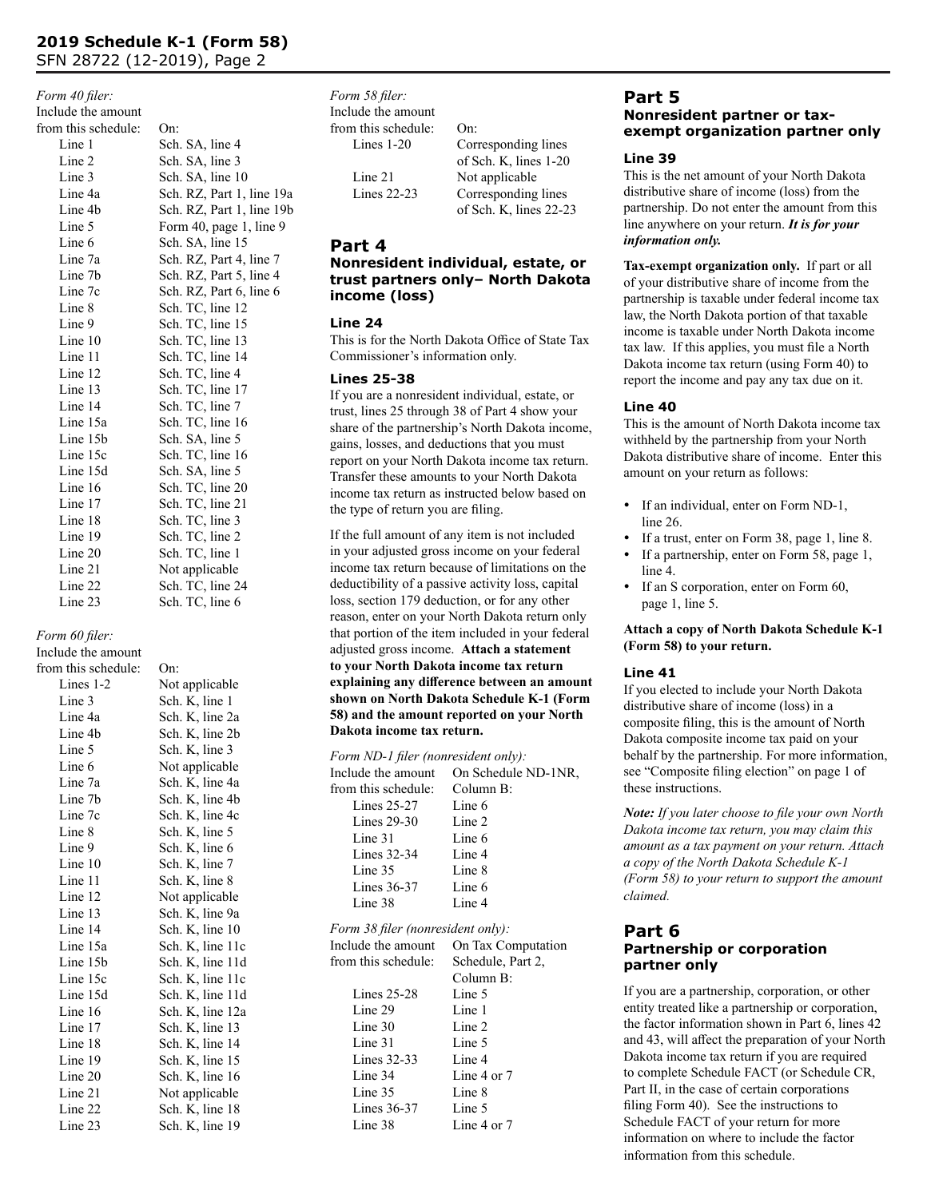## 2019 Schedule K-1 (Form 58)

SFN 28722 (12-2019), Page 2

*Form 40 filer:*

| Include the amount from this schedule: | On: |
|---|---|
| Line 1 | Sch. SA, line 4 |
| Line 2 | Sch. SA, line 3 |
| Line 3 | Sch. SA, line 10 |
| Line 4a | Sch. RZ, Part 1, line 19a |
| Line 4b | Sch. RZ, Part 1, line 19b |
| Line 5 | Form 40, page 1, line 9 |
| Line 6 | Sch. SA, line 15 |
| Line 7a | Sch. RZ, Part 4, line 7 |
| Line 7b | Sch. RZ, Part 5, line 4 |
| Line 7c | Sch. RZ, Part 6, line 6 |
| Line 8 | Sch. TC, line 12 |
| Line 9 | Sch. TC, line 15 |
| Line 10 | Sch. TC, line 13 |
| Line 11 | Sch. TC, line 14 |
| Line 12 | Sch. TC, line 4 |
| Line 13 | Sch. TC, line 17 |
| Line 14 | Sch. TC, line 7 |
| Line 15a | Sch. TC, line 16 |
| Line 15b | Sch. SA, line 5 |
| Line 15c | Sch. TC, line 16 |
| Line 15d | Sch. SA, line 5 |
| Line 16 | Sch. TC, line 20 |
| Line 17 | Sch. TC, line 21 |
| Line 18 | Sch. TC, line 3 |
| Line 19 | Sch. TC, line 2 |
| Line 20 | Sch. TC, line 1 |
| Line 21 | Not applicable |
| Line 22 | Sch. TC, line 24 |
| Line 23 | Sch. TC, line 6 |

*Form 60 filer:*

| Include the amount from this schedule: | On: |
|---|---|
| Lines 1-2 | Not applicable |
| Line 3 | Sch. K, line 1 |
| Line 4a | Sch. K, line 2a |
| Line 4b | Sch. K, line 2b |
| Line 5 | Sch. K, line 3 |
| Line 6 | Not applicable |
| Line 7a | Sch. K, line 4a |
| Line 7b | Sch. K, line 4b |
| Line 7c | Sch. K, line 4c |
| Line 8 | Sch. K, line 5 |
| Line 9 | Sch. K, line 6 |
| Line 10 | Sch. K, line 7 |
| Line 11 | Sch. K, line 8 |
| Line 12 | Not applicable |
| Line 13 | Sch. K, line 9a |
| Line 14 | Sch. K, line 10 |
| Line 15a | Sch. K, line 11c |
| Line 15b | Sch. K, line 11d |
| Line 15c | Sch. K, line 11c |
| Line 15d | Sch. K, line 11d |
| Line 16 | Sch. K, line 12a |
| Line 17 | Sch. K, line 13 |
| Line 18 | Sch. K, line 14 |
| Line 19 | Sch. K, line 15 |
| Line 20 | Sch. K, line 16 |
| Line 21 | Not applicable |
| Line 22 | Sch. K, line 18 |
| Line 23 | Sch. K, line 19 |

*Form 58 filer:*

| Include the amount from this schedule: | On: |
|---|---|
| Lines 1-20 | Corresponding lines of Sch. K, lines 1-20 |
| Line 21 | Not applicable |
| Lines 22-23 | Corresponding lines of Sch. K, lines 22-23 |

## Part 4

### Nonresident individual, estate, or trust partners only– North Dakota income (loss)

#### Line 24

This is for the North Dakota Office of State Tax Commissioner's information only.

#### Lines 25-38

If you are a nonresident individual, estate, or trust, lines 25 through 38 of Part 4 show your share of the partnership's North Dakota income, gains, losses, and deductions that you must report on your North Dakota income tax return. Transfer these amounts to your North Dakota income tax return as instructed below based on the type of return you are filing.

If the full amount of any item is not included in your adjusted gross income on your federal income tax return because of limitations on the deductibility of a passive activity loss, capital loss, section 179 deduction, or for any other reason, enter on your North Dakota return only that portion of the item included in your federal adjusted gross income. **Attach a statement to your North Dakota income tax return explaining any difference between an amount shown on North Dakota Schedule K-1 (Form 58) and the amount reported on your North Dakota income tax return.**

*Form ND-1 filer (nonresident only):*

| Include the amount from this schedule: | On Schedule ND-1NR, Column B: |
|---|---|
| Lines 25-27 | Line 6 |
| Lines 29-30 | Line 2 |
| Line 31 | Line 6 |
| Lines 32-34 | Line 4 |
| Line 35 | Line 8 |
| Lines 36-37 | Line 6 |
| Line 38 | Line 4 |

*Form 38 filer (nonresident only):*

| Include the amount from this schedule: | On Tax Computation Schedule, Part 2, Column B: |
|---|---|
| Lines 25-28 | Line 5 |
| Line 29 | Line 1 |
| Line 30 | Line 2 |
| Line 31 | Line 5 |
| Lines 32-33 | Line 4 |
| Line 34 | Line 4 or 7 |
| Line 35 | Line 8 |
| Lines 36-37 | Line 5 |
| Line 38 | Line 4 or 7 |

## Part 5

### Nonresident partner or tax-exempt organization partner only

#### Line 39

This is the net amount of your North Dakota distributive share of income (loss) from the partnership. Do not enter the amount from this line anywhere on your return. ***It is for your information only.***

**Tax-exempt organization only.** If part or all of your distributive share of income from the partnership is taxable under federal income tax law, the North Dakota portion of that taxable income is taxable under North Dakota income tax law. If this applies, you must file a North Dakota income tax return (using Form 40) to report the income and pay any tax due on it.

#### Line 40

This is the amount of North Dakota income tax withheld by the partnership from your North Dakota distributive share of income. Enter this amount on your return as follows:

- If an individual, enter on Form ND-1, line 26.
- If a trust, enter on Form 38, page 1, line 8.
- If a partnership, enter on Form 58, page 1, line 4.
- If an S corporation, enter on Form 60, page 1, line 5.

**Attach a copy of North Dakota Schedule K-1 (Form 58) to your return.**

#### Line 41

If you elected to include your North Dakota distributive share of income (loss) in a composite filing, this is the amount of North Dakota composite income tax paid on your behalf by the partnership. For more information, see "Composite filing election" on page 1 of these instructions.

***Note:*** *If you later choose to file your own North Dakota income tax return, you may claim this amount as a tax payment on your return. Attach a copy of the North Dakota Schedule K-1 (Form 58) to your return to support the amount claimed.*

## Part 6

### Partnership or corporation partner only

If you are a partnership, corporation, or other entity treated like a partnership or corporation, the factor information shown in Part 6, lines 42 and 43, will affect the preparation of your North Dakota income tax return if you are required to complete Schedule FACT (or Schedule CR, Part II, in the case of certain corporations filing Form 40). See the instructions to Schedule FACT of your return for more information on where to include the factor information from this schedule.